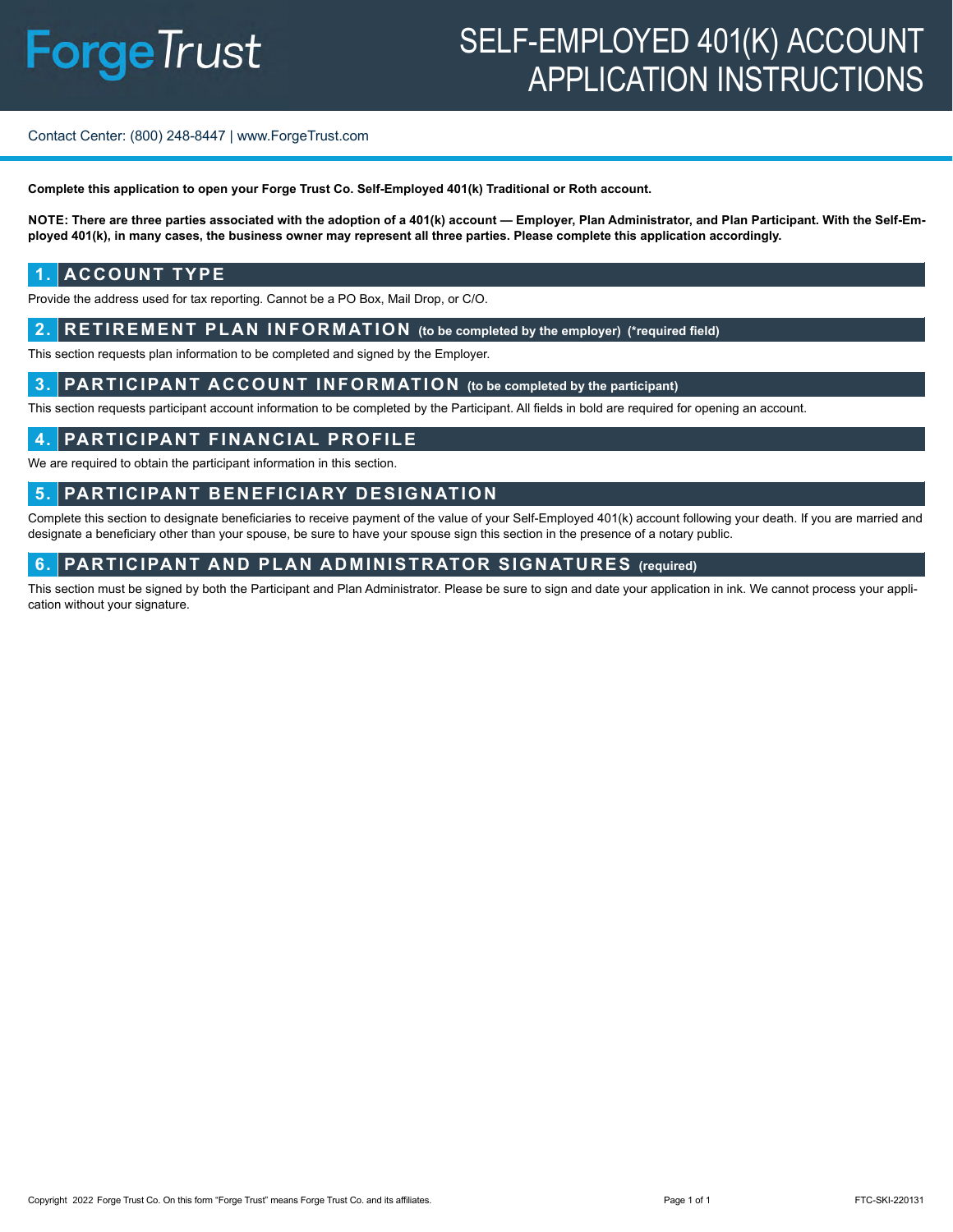# SELF-EMPLOYED 401(K) ACCOUNT APPLICATION INSTRUCTIONS

ForgeTrust

Contact Center: (800) 248-8447 | www.ForgeTrust.com

**Complete this application to open your Forge Trust Co. Self-Employed 401(k) Traditional or Roth account.**

**NOTE: There are three parties associated with the adoption of a 401(k) account — Employer, Plan Administrator, and Plan Participant. With the Self-Employed 401(k), in many cases, the business owner may represent all three parties. Please complete this application accordingly.**

## 1. ACCOUNT TYPE

Provide the address used for tax reporting. Cannot be a PO Box, Mail Drop, or C/O.

## 2. RETIREMENT PLAN INFORMATION (to be completed by the employer) (*required field)

This section requests plan information to be completed and signed by the Employer.

## 3. PARTICIPANT ACCOUNT INFORMATION (to be completed by the participant)

This section requests participant account information to be completed by the Participant. All fields in bold are required for opening an account.

## 4. PARTICIPANT FINANCIAL PROFILE

We are required to obtain the participant information in this section.

## 5. PARTICIPANT BENEFICIARY DESIGNATION

Complete this section to designate beneficiaries to receive payment of the value of your Self-Employed 401(k) account following your death. If you are married and designate a beneficiary other than your spouse, be sure to have your spouse sign this section in the presence of a notary public.

## 6. PARTICIPANT AND PLAN ADMINISTRATOR SIGNATURES (required)

This section must be signed by both the Participant and Plan Administrator. Please be sure to sign and date your application in ink. We cannot process your application without your signature.

Copyright 2022 Forge Trust Co. On this form "Forge Trust" means Forge Trust Co. and its affiliates.

FTC-SKI-220131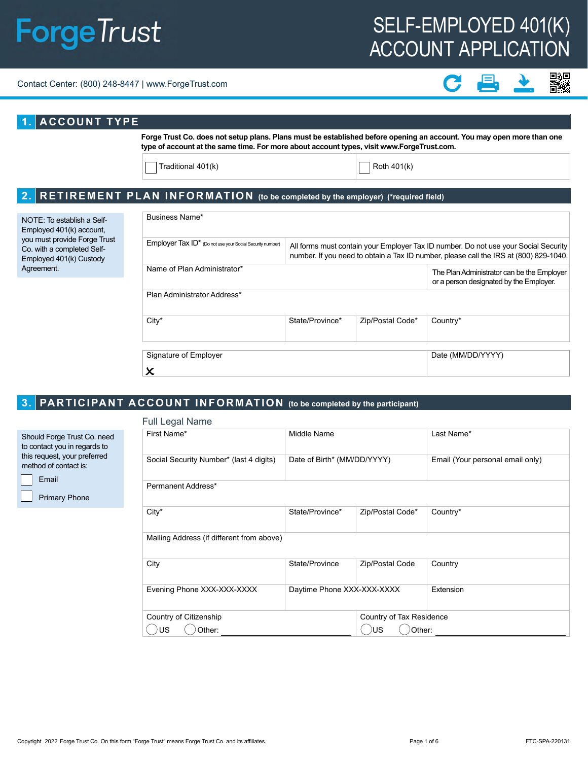# ForgeTrust

# SELF-EMPLOYED 401(K) ACCOUNT APPLICATION

Contact Center: (800) 248-8447 | www.ForgeTrust.com

## 1. ACCOUNT TYPE

**Forge Trust Co. does not setup plans. Plans must be established before opening an account. You may open more than one type of account at the same time. For more about account types, visit www.ForgeTrust.com.**

| ☐ Traditional 401(k) | ☐ Roth 401(k) |
|---|---|

## 2. RETIREMENT PLAN INFORMATION (to be completed by the employer) (*required field)

NOTE: To establish a Self-Employed 401(k) account, you must provide Forge Trust Co. with a completed Self-Employed 401(k) Custody Agreement.

| Business Name* | | | |
|---|---|---|---|
| Employer Tax ID* (Do not use your Social Security number) | All forms must contain your Employer Tax ID number. Do not use your Social Security number. If you need to obtain a Tax ID number, please call the IRS at (800) 829-1040. | | |
| Name of Plan Administrator* | | | The Plan Administrator can be the Employer or a person designated by the Employer. |
| Plan Administrator Address* | | | |
| City* | State/Province* | Zip/Postal Code* | Country* |

| Signature of Employer | Date (MM/DD/YYYY) |
|---|---|
| X | |

## 3. PARTICIPANT ACCOUNT INFORMATION (to be completed by the participant)

Should Forge Trust Co. need to contact you in regards to this request, your preferred method of contact is:

☐ Email

☐ Primary Phone

### Full Legal Name

| First Name* | Middle Name | | Last Name* |
|---|---|---|---|
| Social Security Number* (last 4 digits) | Date of Birth* (MM/DD/YYYY) | | Email (Your personal email only) |
| Permanent Address* | | | |
| City* | State/Province* | Zip/Postal Code* | Country* |
| Mailing Address (if different from above) | | | |
| City | State/Province | Zip/Postal Code | Country |
| Evening Phone XXX-XXX-XXXX | Daytime Phone XXX-XXX-XXXX | | Extension |

| Country of Citizenship | Country of Tax Residence |
|---|---|
| ◯ US ◯ Other: ________ | ◯ US ◯ Other: ________ |

Copyright 2022 Forge Trust Co. On this form "Forge Trust" means Forge Trust Co. and its affiliates.

FTC-SPA-220131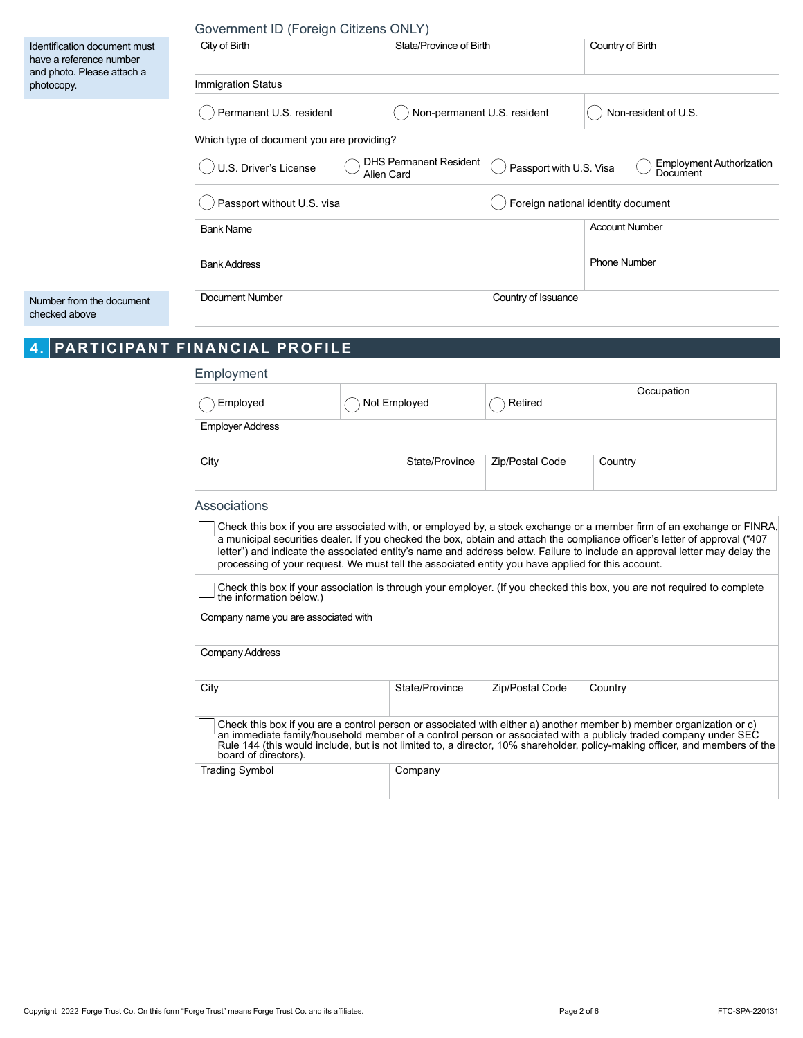### Government ID (Foreign Citizens ONLY)

Identification document must have a reference number and photo. Please attach a photocopy.

| City of Birth | State/Province of Birth | Country of Birth |
|---|---|---|
| | | |

Immigration Status

◯ Permanent U.S. resident ◯ Non-permanent U.S. resident ◯ Non-resident of U.S.

Which type of document you are providing?

◯ U.S. Driver's License ◯ DHS Permanent Resident Alien Card ◯ Passport with U.S. Visa ◯ Employment Authorization Document

◯ Passport without U.S. visa ◯ Foreign national identity document

| Bank Name | Account Number |
|---|---|
| | |

| Bank Address | Phone Number |
|---|---|
| | |

Number from the document checked above

| Document Number | Country of Issuance |
|---|---|
| | |

## 4. PARTICIPANT FINANCIAL PROFILE

### Employment

◯ Employed ◯ Not Employed ◯ Retired

| Occupation |
|---|
| |

| Employer Address |
|---|
| |

| City | State/Province | Zip/Postal Code | Country |
|---|---|---|---|
| | | | |

### Associations

☐ Check this box if you are associated with, or employed by, a stock exchange or a member firm of an exchange or FINRA, a municipal securities dealer. If you checked the box, obtain and attach the compliance officer's letter of approval ("407 letter") and indicate the associated entity's name and address below. Failure to include an approval letter may delay the processing of your request. We must tell the associated entity you have applied for this account.

☐ Check this box if your association is through your employer. (If you checked this box, you are not required to complete the information below.)

| Company name you are associated with |
|---|
| |

| Company Address |
|---|
| |

| City | State/Province | Zip/Postal Code | Country |
|---|---|---|---|
| | | | |

☐ Check this box if you are a control person or associated with either a) another member b) member organization or c) an immediate family/household member of a control person or associated with a publicly traded company under SEC Rule 144 (this would include, but is not limited to, a director, 10% shareholder, policy-making officer, and members of the board of directors).

| Trading Symbol | Company |
|---|---|
| | |

Copyright 2022 Forge Trust Co. On this form "Forge Trust" means Forge Trust Co. and its affiliates.

FTC-SPA-220131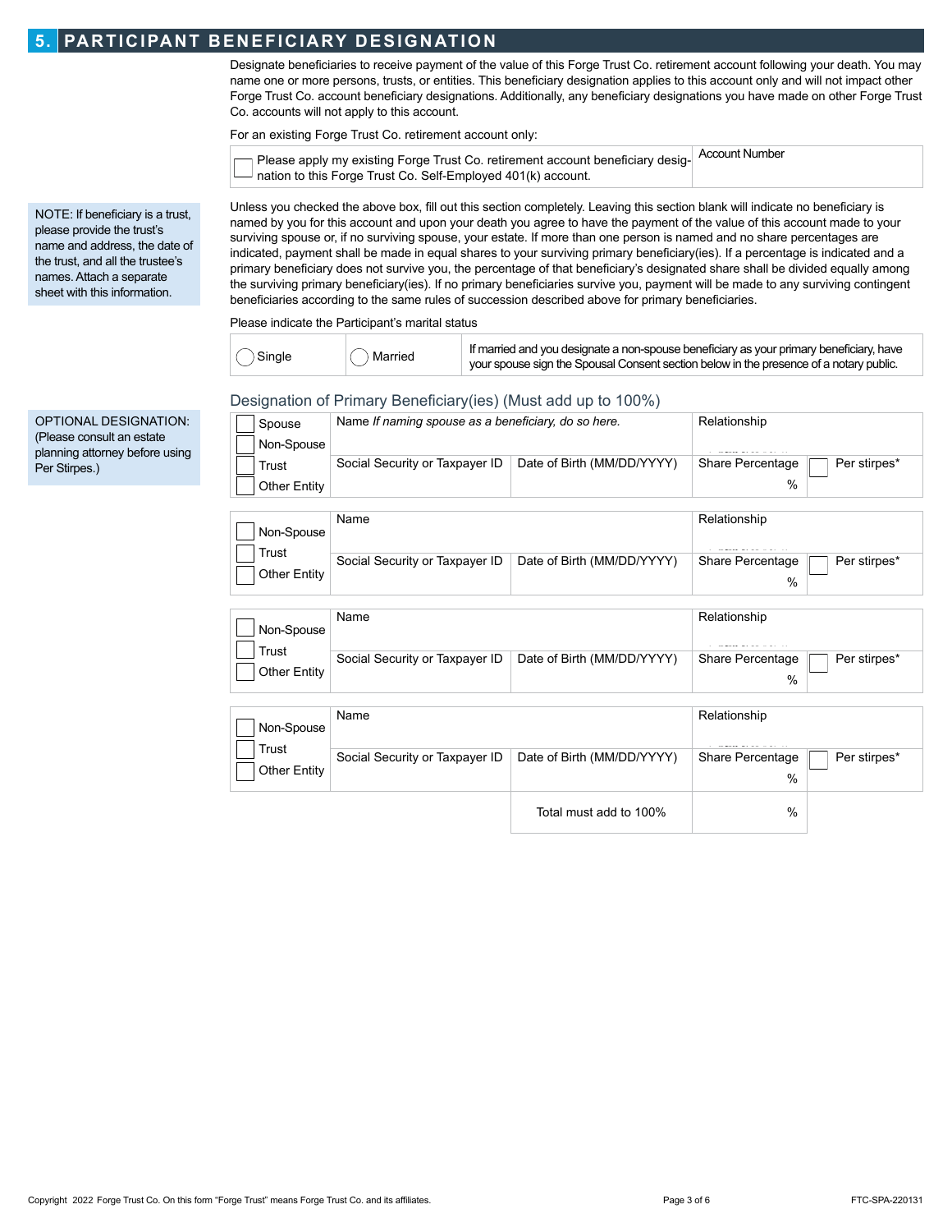## 5. PARTICIPANT BENEFICIARY DESIGNATION

Designate beneficiaries to receive payment of the value of this Forge Trust Co. retirement account following your death. You may name one or more persons, trusts, or entities. This beneficiary designation applies to this account only and will not impact other Forge Trust Co. account beneficiary designations. Additionally, any beneficiary designations you have made on other Forge Trust Co. accounts will not apply to this account.

For an existing Forge Trust Co. retirement account only:

| | |
|---|---|
| ☐ Please apply my existing Forge Trust Co. retirement account beneficiary designation to this Forge Trust Co. Self-Employed 401(k) account. | Account Number |

NOTE: If beneficiary is a trust, please provide the trust's name and address, the date of the trust, and all the trustee's names. Attach a separate sheet with this information.

Unless you checked the above box, fill out this section completely. Leaving this section blank will indicate no beneficiary is named by you for this account and upon your death you agree to have the payment of the value of this account made to your surviving spouse or, if no surviving spouse, your estate. If more than one person is named and no share percentages are indicated, payment shall be made in equal shares to your surviving primary beneficiary(ies). If a percentage is indicated and a primary beneficiary does not survive you, the percentage of that beneficiary's designated share shall be divided equally among the surviving primary beneficiary(ies). If no primary beneficiaries survive you, payment will be made to any surviving contingent beneficiaries according to the same rules of succession described above for primary beneficiaries.

Please indicate the Participant's marital status

| | | |
|---|---|---|
| ◯ Single | ◯ Married | If married and you designate a non-spouse beneficiary as your primary beneficiary, have your spouse sign the Spousal Consent section below in the presence of a notary public. |

OPTIONAL DESIGNATION: (Please consult an estate planning attorney before using Per Stirpes.)

### Designation of Primary Beneficiary(ies) (Must add up to 100%)

| | | | | |
|---|---|---|---|---|
| ☐ Spouse ☐ Non-Spouse ☐ Trust ☐ Other Entity | Name *If naming spouse as a beneficiary, do so here.* | | Relationship | |
| | Social Security or Taxpayer ID | Date of Birth (MM/DD/YYYY) | Share Percentage % | ☐ Per stirpes* |

| | | | | |
|---|---|---|---|---|
| ☐ Non-Spouse ☐ Trust ☐ Other Entity | Name | | Relationship | |
| | Social Security or Taxpayer ID | Date of Birth (MM/DD/YYYY) | Share Percentage % | ☐ Per stirpes* |

| | | | | |
|---|---|---|---|---|
| ☐ Non-Spouse ☐ Trust ☐ Other Entity | Name | | Relationship | |
| | Social Security or Taxpayer ID | Date of Birth (MM/DD/YYYY) | Share Percentage % | ☐ Per stirpes* |

| | | | | |
|---|---|---|---|---|
| ☐ Non-Spouse ☐ Trust ☐ Other Entity | Name | | Relationship | |
| | Social Security or Taxpayer ID | Date of Birth (MM/DD/YYYY) | Share Percentage % | ☐ Per stirpes* |
| | | Total must add to 100% | % | |

Copyright 2022 Forge Trust Co. On this form "Forge Trust" means Forge Trust Co. and its affiliates.

FTC-SPA-220131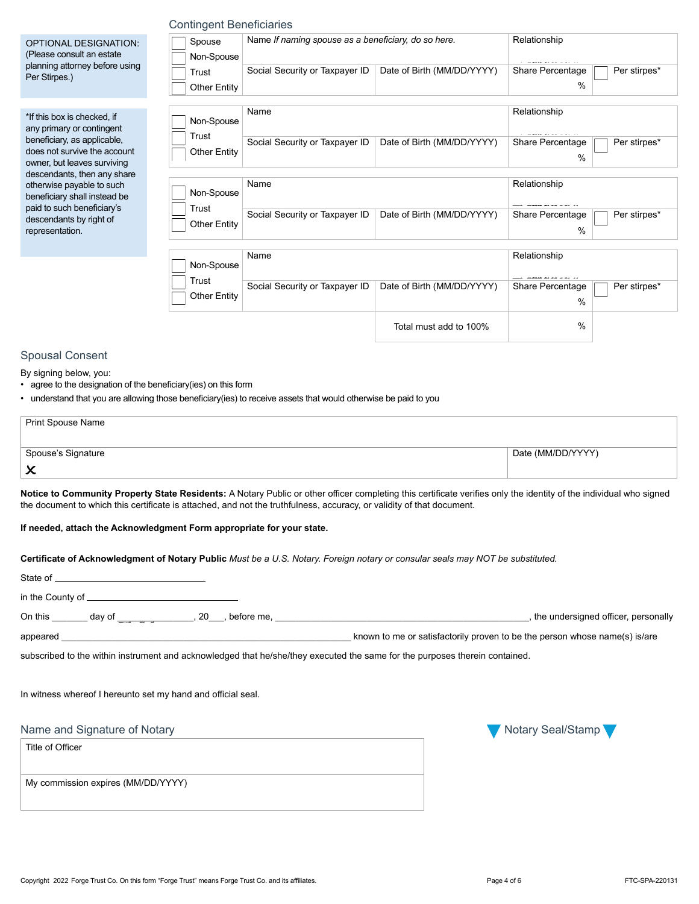OPTIONAL DESIGNATION: (Please consult an estate planning attorney before using Per Stirpes.)

*If this box is checked, if any primary or contingent beneficiary, as applicable, does not survive the account owner, but leaves surviving descendants, then any share otherwise payable to such beneficiary shall instead be paid to such beneficiary's descendants by right of representation.

## Contingent Beneficiaries

| ☐ Spouse ☐ Non-Spouse ☐ Trust ☐ Other Entity | Name *If naming spouse as a beneficiary, do so here.* | | Relationship | |
|---|---|---|---|---|
| | Social Security or Taxpayer ID | Date of Birth (MM/DD/YYYY) | Share Percentage % | ☐ Per stirpes* |

| ☐ Non-Spouse ☐ Trust ☐ Other Entity | Name | | Relationship | |
|---|---|---|---|---|
| | Social Security or Taxpayer ID | Date of Birth (MM/DD/YYYY) | Share Percentage % | ☐ Per stirpes* |

| ☐ Non-Spouse ☐ Trust ☐ Other Entity | Name | | Relationship | |
|---|---|---|---|---|
| | Social Security or Taxpayer ID | Date of Birth (MM/DD/YYYY) | Share Percentage % | ☐ Per stirpes* |

| ☐ Non-Spouse ☐ Trust ☐ Other Entity | Name | | Relationship | |
|---|---|---|---|---|
| | Social Security or Taxpayer ID | Date of Birth (MM/DD/YYYY) | Share Percentage % | ☐ Per stirpes* |
| | | Total must add to 100% | % | |

## Spousal Consent

By signing below, you:

- agree to the designation of the beneficiary(ies) on this form
- understand that you are allowing those beneficiary(ies) to receive assets that would otherwise be paid to you

| Print Spouse Name | |
|---|---|
| Spouse's Signature ✗ | Date (MM/DD/YYYY) |

**Notice to Community Property State Residents:** A Notary Public or other officer completing this certificate verifies only the identity of the individual who signed the document to which this certificate is attached, and not the truthfulness, accuracy, or validity of that document.

**If needed, attach the Acknowledgment Form appropriate for your state.**

**Certificate of Acknowledgment of Notary Public** *Must be a U.S. Notary. Foreign notary or consular seals may NOT be substituted.*

State of ______________________________

in the County of ______________________________

On this _______ day of _______________, 20___, before me, ____________________________________________________, the undersigned officer, personally appeared ____________________________________________________ known to me or satisfactorily proven to be the person whose name(s) is/are subscribed to the within instrument and acknowledged that he/she/they executed the same for the purposes therein contained.

In witness whereof I hereunto set my hand and official seal.

## Name and Signature of Notary

| Title of Officer |
|---|
| My commission expires (MM/DD/YYYY) |

Notary Seal/Stamp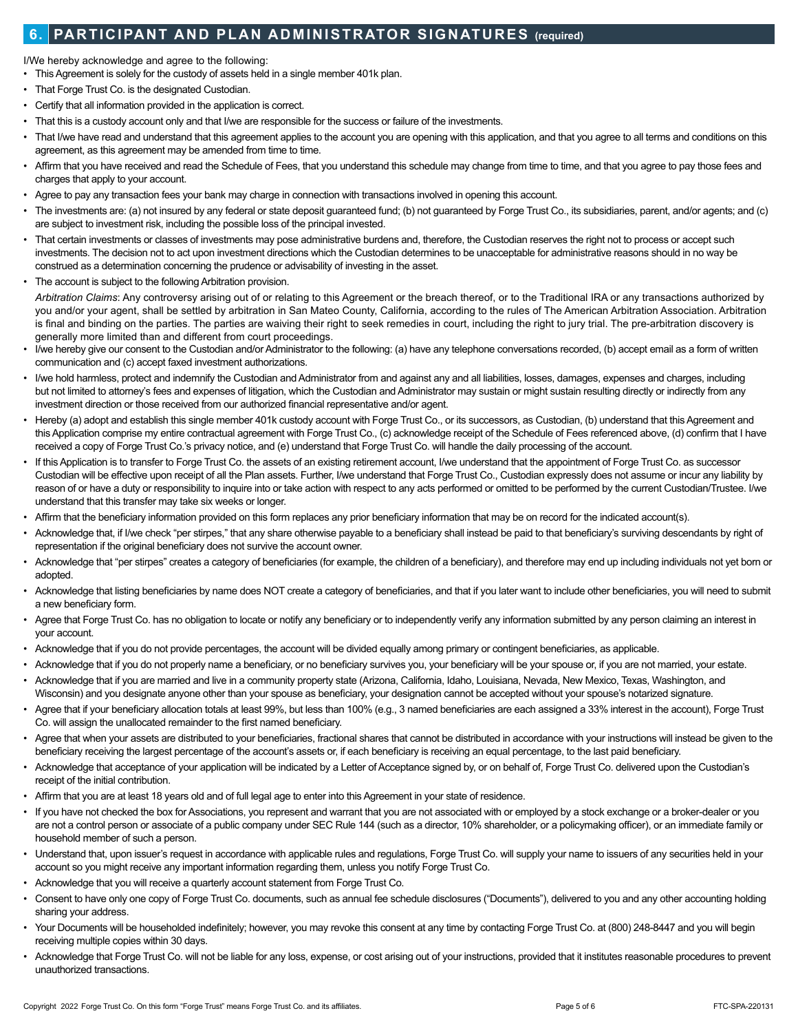## 6. PARTICIPANT AND PLAN ADMINISTRATOR SIGNATURES (required)

I/We hereby acknowledge and agree to the following:

- This Agreement is solely for the custody of assets held in a single member 401k plan.
- That Forge Trust Co. is the designated Custodian.
- Certify that all information provided in the application is correct.
- That this is a custody account only and that I/we are responsible for the success or failure of the investments.
- That I/we have read and understand that this agreement applies to the account you are opening with this application, and that you agree to all terms and conditions on this agreement, as this agreement may be amended from time to time.
- Affirm that you have received and read the Schedule of Fees, that you understand this schedule may change from time to time, and that you agree to pay those fees and charges that apply to your account.
- Agree to pay any transaction fees your bank may charge in connection with transactions involved in opening this account.
- The investments are: (a) not insured by any federal or state deposit guaranteed fund; (b) not guaranteed by Forge Trust Co., its subsidiaries, parent, and/or agents; and (c) are subject to investment risk, including the possible loss of the principal invested.
- That certain investments or classes of investments may pose administrative burdens and, therefore, the Custodian reserves the right not to process or accept such investments. The decision not to act upon investment directions which the Custodian determines to be unacceptable for administrative reasons should in no way be construed as a determination concerning the prudence or advisability of investing in the asset.
- The account is subject to the following Arbitration provision.

  *Arbitration Claims*: Any controversy arising out of or relating to this Agreement or the breach thereof, or to the Traditional IRA or any transactions authorized by you and/or your agent, shall be settled by arbitration in San Mateo County, California, according to the rules of The American Arbitration Association. Arbitration is final and binding on the parties. The parties are waiving their right to seek remedies in court, including the right to jury trial. The pre-arbitration discovery is generally more limited than and different from court proceedings.
- I/we hereby give our consent to the Custodian and/or Administrator to the following: (a) have any telephone conversations recorded, (b) accept email as a form of written communication and (c) accept faxed investment authorizations.
- I/we hold harmless, protect and indemnify the Custodian and Administrator from and against any and all liabilities, losses, damages, expenses and charges, including but not limited to attorney's fees and expenses of litigation, which the Custodian and Administrator may sustain or might sustain resulting directly or indirectly from any investment direction or those received from our authorized financial representative and/or agent.
- Hereby (a) adopt and establish this single member 401k custody account with Forge Trust Co., or its successors, as Custodian, (b) understand that this Agreement and this Application comprise my entire contractual agreement with Forge Trust Co., (c) acknowledge receipt of the Schedule of Fees referenced above, (d) confirm that I have received a copy of Forge Trust Co.'s privacy notice, and (e) understand that Forge Trust Co. will handle the daily processing of the account.
- If this Application is to transfer to Forge Trust Co. the assets of an existing retirement account, I/we understand that the appointment of Forge Trust Co. as successor Custodian will be effective upon receipt of all the Plan assets. Further, I/we understand that Forge Trust Co., Custodian expressly does not assume or incur any liability by reason of or have a duty or responsibility to inquire into or take action with respect to any acts performed or omitted to be performed by the current Custodian/Trustee. I/we understand that this transfer may take six weeks or longer.
- Affirm that the beneficiary information provided on this form replaces any prior beneficiary information that may be on record for the indicated account(s).
- Acknowledge that, if I/we check "per stirpes," that any share otherwise payable to a beneficiary shall instead be paid to that beneficiary's surviving descendants by right of representation if the original beneficiary does not survive the account owner.
- Acknowledge that "per stirpes" creates a category of beneficiaries (for example, the children of a beneficiary), and therefore may end up including individuals not yet born or adopted.
- Acknowledge that listing beneficiaries by name does NOT create a category of beneficiaries, and that if you later want to include other beneficiaries, you will need to submit a new beneficiary form.
- Agree that Forge Trust Co. has no obligation to locate or notify any beneficiary or to independently verify any information submitted by any person claiming an interest in your account.
- Acknowledge that if you do not provide percentages, the account will be divided equally among primary or contingent beneficiaries, as applicable.
- Acknowledge that if you do not properly name a beneficiary, or no beneficiary survives you, your beneficiary will be your spouse or, if you are not married, your estate.
- Acknowledge that if you are married and live in a community property state (Arizona, California, Idaho, Louisiana, Nevada, New Mexico, Texas, Washington, and Wisconsin) and you designate anyone other than your spouse as beneficiary, your designation cannot be accepted without your spouse's notarized signature.
- Agree that if your beneficiary allocation totals at least 99%, but less than 100% (e.g., 3 named beneficiaries are each assigned a 33% interest in the account), Forge Trust Co. will assign the unallocated remainder to the first named beneficiary.
- Agree that when your assets are distributed to your beneficiaries, fractional shares that cannot be distributed in accordance with your instructions will instead be given to the beneficiary receiving the largest percentage of the account's assets or, if each beneficiary is receiving an equal percentage, to the last paid beneficiary.
- Acknowledge that acceptance of your application will be indicated by a Letter of Acceptance signed by, or on behalf of, Forge Trust Co. delivered upon the Custodian's receipt of the initial contribution.
- Affirm that you are at least 18 years old and of full legal age to enter into this Agreement in your state of residence.
- If you have not checked the box for Associations, you represent and warrant that you are not associated with or employed by a stock exchange or a broker-dealer or you are not a control person or associate of a public company under SEC Rule 144 (such as a director, 10% shareholder, or a policymaking officer), or an immediate family or household member of such a person.
- Understand that, upon issuer's request in accordance with applicable rules and regulations, Forge Trust Co. will supply your name to issuers of any securities held in your account so you might receive any important information regarding them, unless you notify Forge Trust Co.
- Acknowledge that you will receive a quarterly account statement from Forge Trust Co.
- Consent to have only one copy of Forge Trust Co. documents, such as annual fee schedule disclosures ("Documents"), delivered to you and any other accounting holding sharing your address.
- Your Documents will be householded indefinitely; however, you may revoke this consent at any time by contacting Forge Trust Co. at (800) 248-8447 and you will begin receiving multiple copies within 30 days.
- Acknowledge that Forge Trust Co. will not be liable for any loss, expense, or cost arising out of your instructions, provided that it institutes reasonable procedures to prevent unauthorized transactions.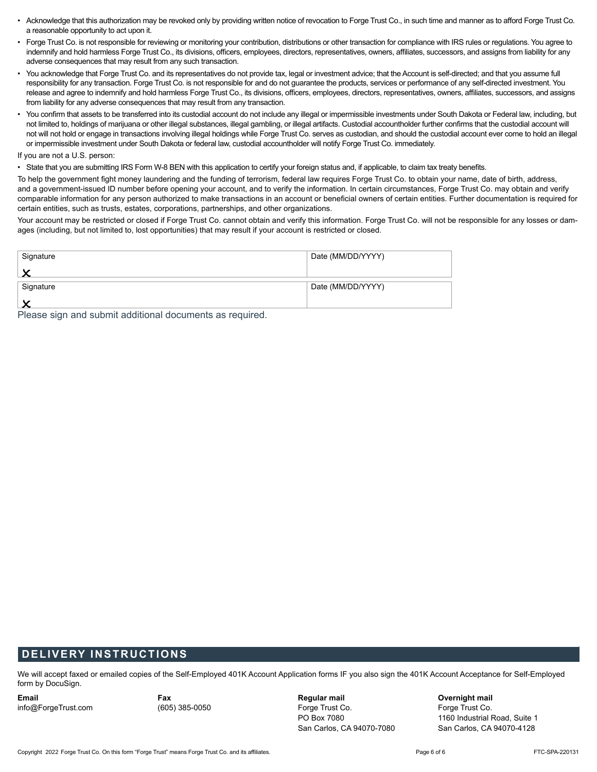- Acknowledge that this authorization may be revoked only by providing written notice of revocation to Forge Trust Co., in such time and manner as to afford Forge Trust Co. a reasonable opportunity to act upon it.
- Forge Trust Co. is not responsible for reviewing or monitoring your contribution, distributions or other transaction for compliance with IRS rules or regulations. You agree to indemnify and hold harmless Forge Trust Co., its divisions, officers, employees, directors, representatives, owners, affiliates, successors, and assigns from liability for any adverse consequences that may result from any such transaction.
- You acknowledge that Forge Trust Co. and its representatives do not provide tax, legal or investment advice; that the Account is self-directed; and that you assume full responsibility for any transaction. Forge Trust Co. is not responsible for and do not guarantee the products, services or performance of any self-directed investment. You release and agree to indemnify and hold harmless Forge Trust Co., its divisions, officers, employees, directors, representatives, owners, affiliates, successors, and assigns from liability for any adverse consequences that may result from any transaction.
- You confirm that assets to be transferred into its custodial account do not include any illegal or impermissible investments under South Dakota or Federal law, including, but not limited to, holdings of marijuana or other illegal substances, illegal gambling, or illegal artifacts. Custodial accountholder further confirms that the custodial account will not will not hold or engage in transactions involving illegal holdings while Forge Trust Co. serves as custodian, and should the custodial account ever come to hold an illegal or impermissible investment under South Dakota or federal law, custodial accountholder will notify Forge Trust Co. immediately.

If you are not a U.S. person:

- State that you are submitting IRS Form W-8 BEN with this application to certify your foreign status and, if applicable, to claim tax treaty benefits.

To help the government fight money laundering and the funding of terrorism, federal law requires Forge Trust Co. to obtain your name, date of birth, address, and a government-issued ID number before opening your account, and to verify the information. In certain circumstances, Forge Trust Co. may obtain and verify comparable information for any person authorized to make transactions in an account or beneficial owners of certain entities. Further documentation is required for certain entities, such as trusts, estates, corporations, partnerships, and other organizations.

Your account may be restricted or closed if Forge Trust Co. cannot obtain and verify this information. Forge Trust Co. will not be responsible for any losses or damages (including, but not limited to, lost opportunities) that may result if your account is restricted or closed.

| Signature | Date (MM/DD/YYYY) |
|---|---|
| X | |
| Signature | Date (MM/DD/YYYY) |
| X | |

Please sign and submit additional documents as required.

## DELIVERY INSTRUCTIONS

We will accept faxed or emailed copies of the Self-Employed 401K Account Application forms IF you also sign the 401K Account Acceptance for Self-Employed form by DocuSign.

**Email**
info@ForgeTrust.com

**Fax**
(605) 385-0050

**Regular mail**
Forge Trust Co.
PO Box 7080
San Carlos, CA 94070-7080

**Overnight mail**
Forge Trust Co.
1160 Industrial Road, Suite 1
San Carlos, CA 94070-4128

Copyright 2022 Forge Trust Co. On this form "Forge Trust" means Forge Trust Co. and its affiliates.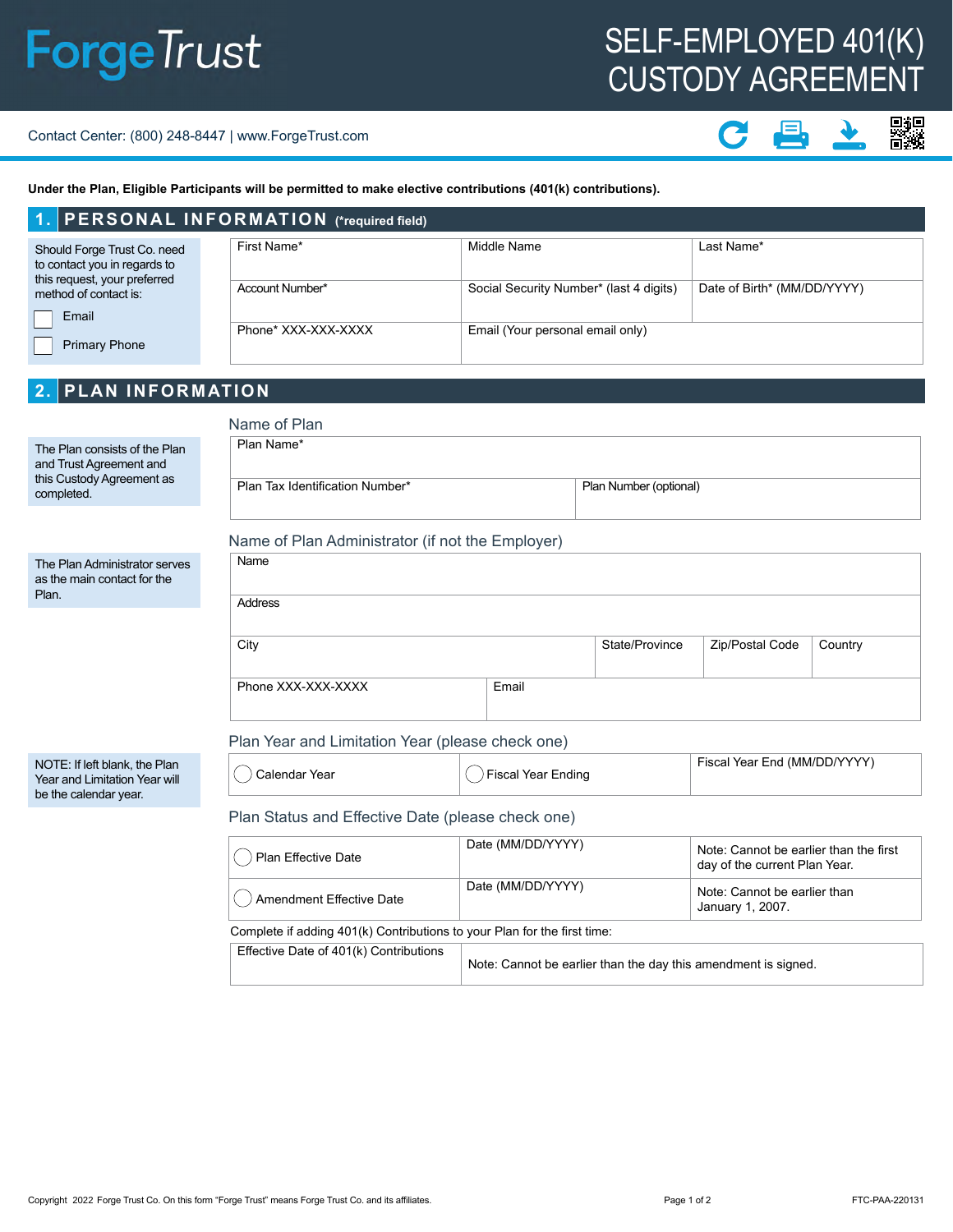# ForgeTrust

# SELF-EMPLOYED 401(K) CUSTODY AGREEMENT

Contact Center: (800) 248-8447 | www.ForgeTrust.com

**Under the Plan, Eligible Participants will be permitted to make elective contributions (401(k) contributions).**

## 1. PERSONAL INFORMATION (*required field)

Should Forge Trust Co. need to contact you in regards to this request, your preferred method of contact is:

- ☐ Email
- ☐ Primary Phone

| First Name* | Middle Name | Last Name* |
|---|---|---|
| Account Number* | Social Security Number* (last 4 digits) | Date of Birth* (MM/DD/YYYY) |
| Phone* XXX-XXX-XXXX | Email (Your personal email only) | |

## 2. PLAN INFORMATION

The Plan consists of the Plan and Trust Agreement and this Custody Agreement as completed.

### Name of Plan

| Plan Name* | |
|---|---|
| Plan Tax Identification Number* | Plan Number (optional) |

The Plan Administrator serves as the main contact for the Plan.

### Name of Plan Administrator (if not the Employer)

| Name | | | |
|---|---|---|---|
| Address | | | |
| City | State/Province | Zip/Postal Code | Country |
| Phone XXX-XXX-XXXX | Email | | |

NOTE: If left blank, the Plan Year and Limitation Year will be the calendar year.

### Plan Year and Limitation Year (please check one)

| ◯ Calendar Year | ◯ Fiscal Year Ending | Fiscal Year End (MM/DD/YYYY) |
|---|---|---|

### Plan Status and Effective Date (please check one)

| ◯ Plan Effective Date | Date (MM/DD/YYYY) | Note: Cannot be earlier than the first day of the current Plan Year. |
|---|---|---|
| ◯ Amendment Effective Date | Date (MM/DD/YYYY) | Note: Cannot be earlier than January 1, 2007. |

Complete if adding 401(k) Contributions to your Plan for the first time:

| Effective Date of 401(k) Contributions | Note: Cannot be earlier than the day this amendment is signed. |
|---|---|

Copyright 2022 Forge Trust Co. On this form "Forge Trust" means Forge Trust Co. and its affiliates.

FTC-PAA-220131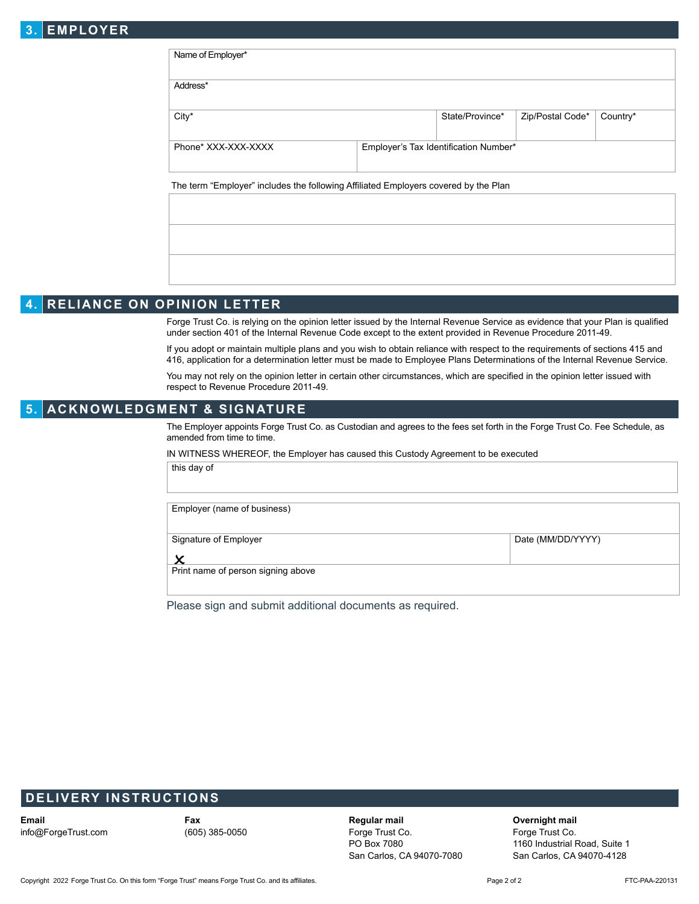## 3. EMPLOYER

| Name of Employer* | | | | |
|---|---|---|---|---|
| Address* | | | | |
| City* | | State/Province* | Zip/Postal Code* | Country* |
| Phone* XXX-XXX-XXXX | Employer's Tax Identification Number* | | | |

The term "Employer" includes the following Affiliated Employers covered by the Plan

| |
|---|
| |
| |
| |

## 4. RELIANCE ON OPINION LETTER

Forge Trust Co. is relying on the opinion letter issued by the Internal Revenue Service as evidence that your Plan is qualified under section 401 of the Internal Revenue Code except to the extent provided in Revenue Procedure 2011-49.

If you adopt or maintain multiple plans and you wish to obtain reliance with respect to the requirements of sections 415 and 416, application for a determination letter must be made to Employee Plans Determinations of the Internal Revenue Service.

You may not rely on the opinion letter in certain other circumstances, which are specified in the opinion letter issued with respect to Revenue Procedure 2011-49.

## 5. ACKNOWLEDGMENT & SIGNATURE

The Employer appoints Forge Trust Co. as Custodian and agrees to the fees set forth in the Forge Trust Co. Fee Schedule, as amended from time to time.

IN WITNESS WHEREOF, the Employer has caused this Custody Agreement to be executed

| this day of |
|---|

| Employer (name of business) | |
|---|---|
| Signature of Employer<br>✕ | Date (MM/DD/YYYY) |
| Print name of person signing above | |

Please sign and submit additional documents as required.

## DELIVERY INSTRUCTIONS

**Email**
info@ForgeTrust.com

**Fax**
(605) 385-0050

**Regular mail**
Forge Trust Co.
PO Box 7080
San Carlos, CA 94070-7080

**Overnight mail**
Forge Trust Co.
1160 Industrial Road, Suite 1
San Carlos, CA 94070-4128

Copyright 2022 Forge Trust Co. On this form "Forge Trust" means Forge Trust Co. and its affiliates.

FTC-PAA-220131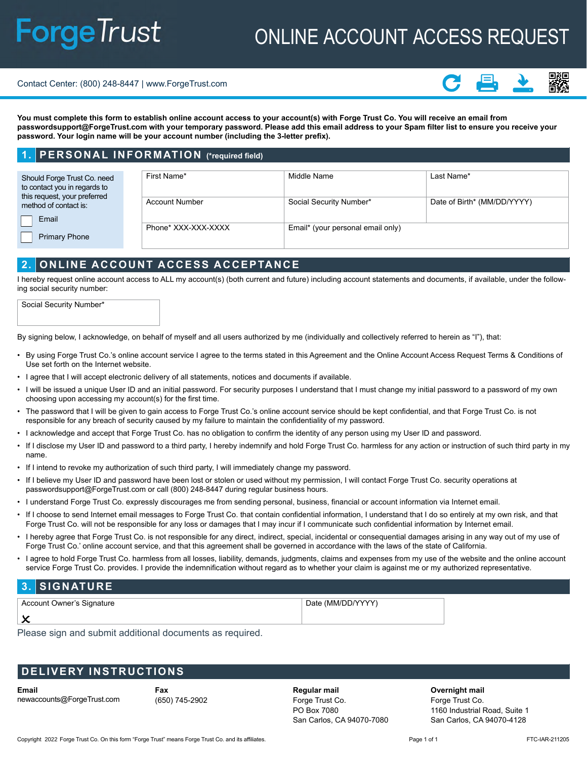# ForgeTrust

# ONLINE ACCOUNT ACCESS REQUEST

Contact Center: (800) 248-8447 | www.ForgeTrust.com

**You must complete this form to establish online account access to your account(s) with Forge Trust Co. You will receive an email from passwordsupport@ForgeTrust.com with your temporary password. Please add this email address to your Spam filter list to ensure you receive your password. Your login name will be your account number (including the 3-letter prefix).**

## 1. PERSONAL INFORMATION (*required field)

Should Forge Trust Co. need to contact you in regards to this request, your preferred method of contact is:

- ☐ Email
- ☐ Primary Phone

| | | |
|---|---|---|
| First Name* | Middle Name | Last Name* |
| Account Number | Social Security Number* | Date of Birth* (MM/DD/YYYY) |
| Phone* XXX-XXX-XXXX | Email* (your personal email only) | |

## 2. ONLINE ACCOUNT ACCESS ACCEPTANCE

I hereby request online account access to ALL my account(s) (both current and future) including account statements and documents, if available, under the following social security number:

| |
|---|
| Social Security Number* |

By signing below, I acknowledge, on behalf of myself and all users authorized by me (individually and collectively referred to herein as "I"), that:

- By using Forge Trust Co.'s online account service I agree to the terms stated in this Agreement and the Online Account Access Request Terms & Conditions of Use set forth on the Internet website.
- I agree that I will accept electronic delivery of all statements, notices and documents if available.
- I will be issued a unique User ID and an initial password. For security purposes I understand that I must change my initial password to a password of my own choosing upon accessing my account(s) for the first time.
- The password that I will be given to gain access to Forge Trust Co.'s online account service should be kept confidential, and that Forge Trust Co. is not responsible for any breach of security caused by my failure to maintain the confidentiality of my password.
- I acknowledge and accept that Forge Trust Co. has no obligation to confirm the identity of any person using my User ID and password.
- If I disclose my User ID and password to a third party, I hereby indemnify and hold Forge Trust Co. harmless for any action or instruction of such third party in my name.
- If I intend to revoke my authorization of such third party, I will immediately change my password.
- If I believe my User ID and password have been lost or stolen or used without my permission, I will contact Forge Trust Co. security operations at passwordsupport@ForgeTrust.com or call (800) 248-8447 during regular business hours.
- I understand Forge Trust Co. expressly discourages me from sending personal, business, financial or account information via Internet email.
- If I choose to send Internet email messages to Forge Trust Co. that contain confidential information, I understand that I do so entirely at my own risk, and that Forge Trust Co. will not be responsible for any loss or damages that I may incur if I communicate such confidential information by Internet email.
- I hereby agree that Forge Trust Co. is not responsible for any direct, indirect, special, incidental or consequential damages arising in any way out of my use of Forge Trust Co.' online account service, and that this agreement shall be governed in accordance with the laws of the state of California.
- I agree to hold Forge Trust Co. harmless from all losses, liability, demands, judgments, claims and expenses from my use of the website and the online account service Forge Trust Co. provides. I provide the indemnification without regard as to whether your claim is against me or my authorized representative.

## 3. SIGNATURE

| | |
|---|---|
| Account Owner's Signature<br>X | Date (MM/DD/YYYY) |

Please sign and submit additional documents as required.

## DELIVERY INSTRUCTIONS

**Email**
newaccounts@ForgeTrust.com

**Fax**
(650) 745-2902

**Regular mail**
Forge Trust Co.
PO Box 7080
San Carlos, CA 94070-7080

**Overnight mail**
Forge Trust Co.
1160 Industrial Road, Suite 1
San Carlos, CA 94070-4128

Copyright 2022 Forge Trust Co. On this form "Forge Trust" means Forge Trust Co. and its affiliates.

FTC-IAR-211205